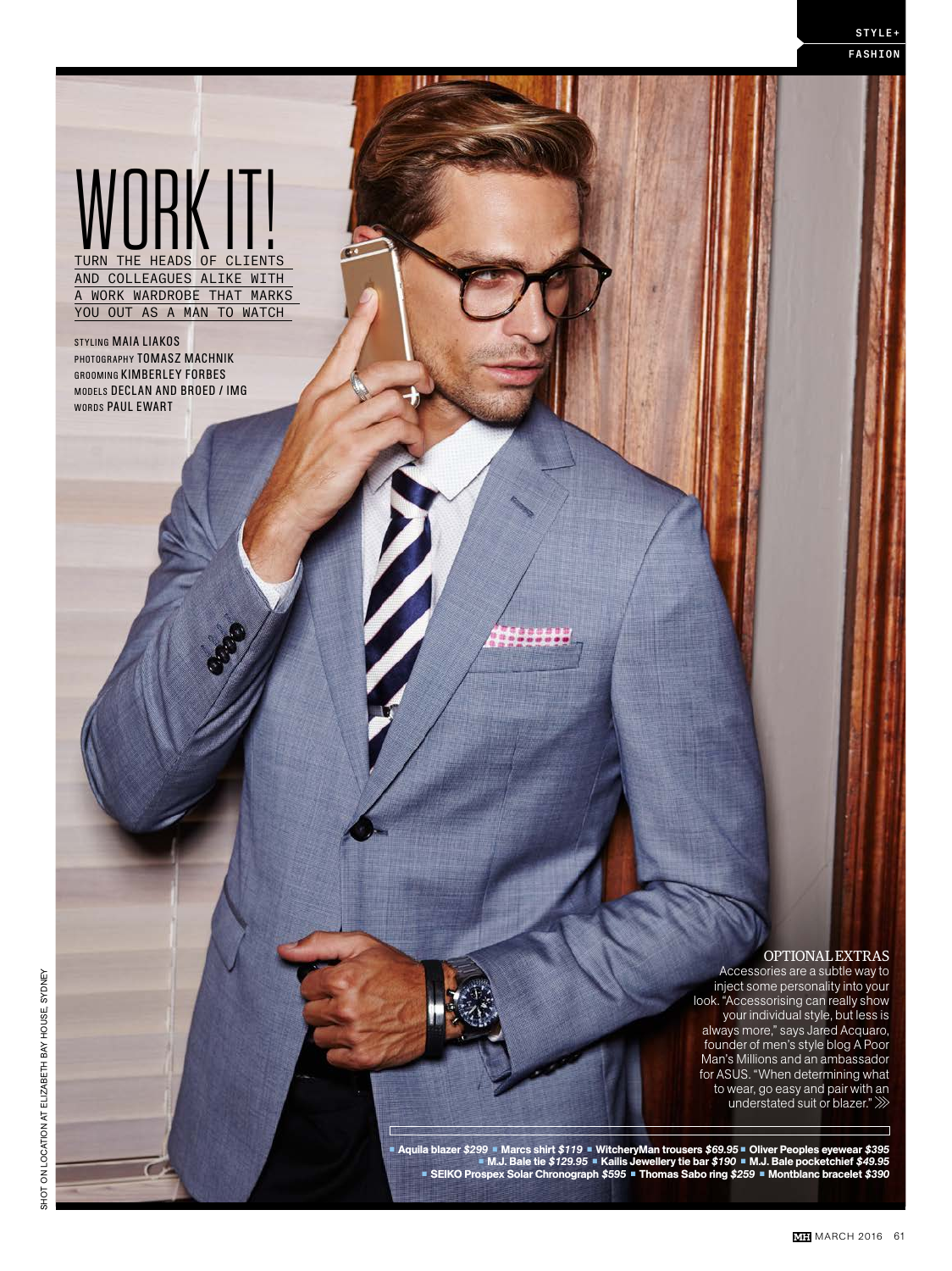# WORK IT!

TURN THE HEADS OF CLIENTS AND COLLEAGUES ALIKE WITH A WORK WARDROBE THAT MARKS YOU OUT AS A MAN TO WATCH

STYLING MAIA LIAKOS
PHOTOGRAPHY TOMASZ MACHNIK
GROOMING KIMBERLEY FORBES
MODELS DECLAN AND BROED / IMG
WORDS PAUL EWART

## OPTIONAL EXTRAS

Accessories are a subtle way to inject some personality into your look. "Accessorising can really show your individual style, but less is always more," says Jared Acquaro, founder of men's style blog A Poor Man's Millions and an ambassador for ASUS. "When determining what to wear, go easy and pair with an understated suit or blazer."

**Aquila blazer *$299*** ▪ **Marcs shirt *$119*** ▪ **WitcheryMan trousers *$69.95*** ▪ **Oliver Peoples eyewear *$395*** ▪ **M.J. Bale tie *$129.95*** ▪ **Kailis Jewellery tie bar *$190*** ▪ **M.J. Bale pocketchief *$49.95*** ▪ **SEIKO Prospex Solar Chronograph *$595*** ▪ **Thomas Sabo ring *$259*** ▪ **Montblanc bracelet *$390***

SHOT ON LOCATION AT ELIZABETH BAY HOUSE, SYDNEY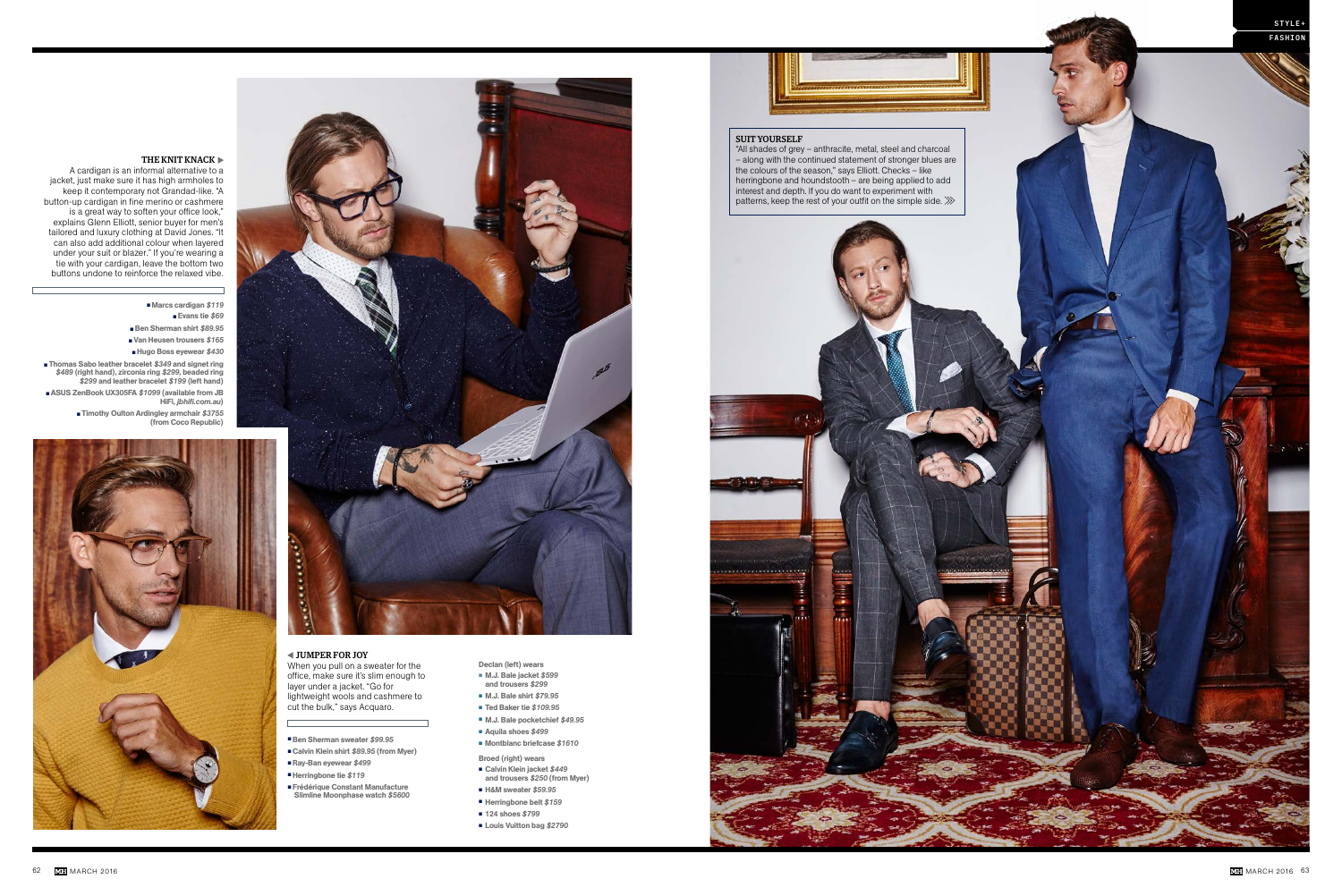### THE KNIT KNACK ▸

A cardigan is an informal alternative to a jacket, just make sure it has high armholes to keep it contemporary not Grandad-like. "A button-up cardigan in fine merino or cashmere is a great way to soften your office look," explains Glenn Elliott, senior buyer for men's tailored and luxury clothing at David Jones. "It can also add additional colour when layered under your suit or blazer." If you're wearing a tie with your cardigan, leave the bottom two buttons undone to reinforce the relaxed vibe.

- **Marcs cardigan** *$119*
- **Evans tie** *$69*
- **Ben Sherman shirt** *$89.95*
- **Van Heusen trousers** *$165*
- **Hugo Boss eyewear** *$430*
- **Thomas Sabo leather bracelet** *$349* **and signet ring** *$489* **(right hand), zirconia ring** *$299*, **beaded ring** *$299* **and leather bracelet** *$199* **(left hand)**
- **ASUS ZenBook UX305FA** *$1099* **(available from JB HiFi,** *jbhifi.com.au***)**
- **Timothy Oulton Ardingley armchair** *$3755* **(from Coco Republic)**

### ◂ JUMPER FOR JOY

When you pull on a sweater for the office, make sure it's slim enough to layer under a jacket. "Go for lightweight wools and cashmere to cut the bulk," says Acquaro.

- **Ben Sherman sweater** *$99.95*
- **Calvin Klein shirt** *$89.95* **(from Myer)**
- **Ray-Ban eyewear** *$499*
- **Herringbone tie** *$119*
- **Frédérique Constant Manufacture Slimline Moonphase watch** *$5600*

**Declan (left) wears**

- **M.J. Bale jacket** *$599* **and trousers** *$299*
- **M.J. Bale shirt** *$79.95*
- **Ted Baker tie** *$109.95*
- **M.J. Bale pocketchief** *$49.95*
- **Aquila shoes** *$499*
- **Montblanc briefcase** *$1610*

**Broed (right) wears**

- **Calvin Klein jacket** *$449* **and trousers** *$250* **(from Myer)**
- **H&M sweater** *$59.95*
- **Herringbone belt** *$159*
- **124 shoes** *$799*
- **Louis Vuitton bag** *$2790*

### SUIT YOURSELF

"All shades of grey – anthracite, metal, steel and charcoal – along with the continued statement of stronger blues are the colours of the season," says Elliott. Checks – like herringbone and houndstooth – are being applied to add interest and depth. If you do want to experiment with patterns, keep the rest of your outfit on the simple side. ⋙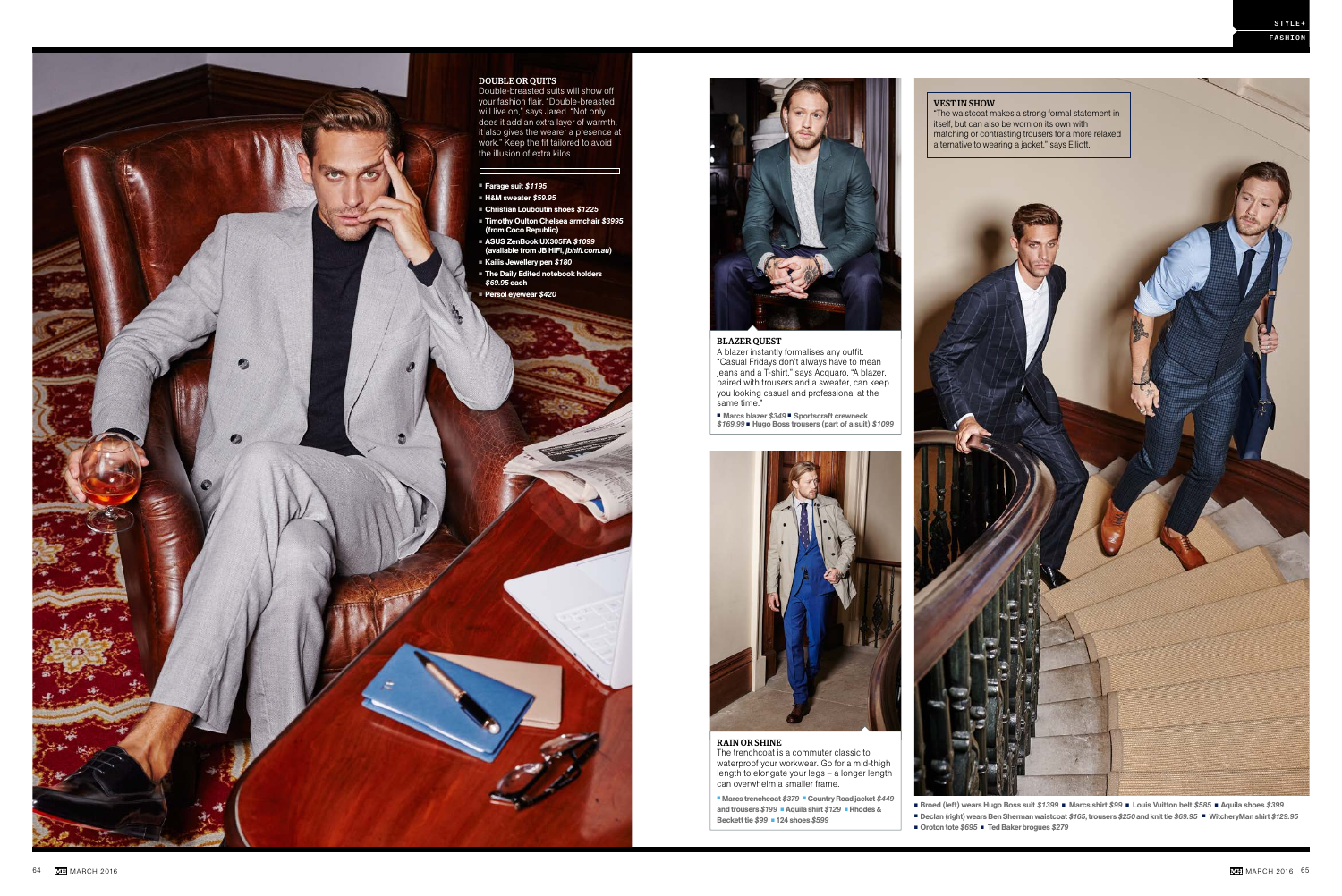## DOUBLE OR QUITS

Double-breasted suits will show off your fashion flair. "Double-breasted will live on," says Jared. "Not only does it add an extra layer of warmth, it also gives the wearer a presence at work." Keep the fit tailored to avoid the illusion of extra kilos.

- **Farage suit *$1195***
- **H&M sweater *$59.95***
- **Christian Louboutin shoes *$1225***
- **Timothy Oulton Chelsea armchair *$3995* (from Coco Republic)**
- **ASUS ZenBook UX305FA *$1099* (available from JB HiFi, *jbhifi.com.au*)**
- **Kailis Jewellery pen *$180***
- **The Daily Edited notebook holders *$69.95 each***
- **Persol eyewear *$420***

## BLAZER QUEST

A blazer instantly formalises any outfit. "Casual Fridays don't always have to mean jeans and a T-shirt," says Acquaro. "A blazer, paired with trousers and a sweater, can keep you looking casual and professional at the same time."

- **Marcs blazer *$349*** ■ **Sportscraft crewneck *$169.99*** ■ **Hugo Boss trousers (part of a suit) *$1099***

## RAIN OR SHINE

The trenchcoat is a commuter classic to waterproof your workwear. Go for a mid-thigh length to elongate your legs – a longer length can overwhelm a smaller frame.

- **Marcs trenchcoat *$379*** ■ **Country Road jacket *$449* and trousers *$199*** ■ **Aquila shirt *$129*** ■ **Rhodes & Beckett tie *$99*** ■ **124 shoes *$599***

## VEST IN SHOW

"The waistcoat makes a strong formal statement in itself, but can also be worn on its own with matching or contrasting trousers for a more relaxed alternative to wearing a jacket," says Elliott.

- **Broed (left) wears Hugo Boss suit *$1399*** ■ **Marcs shirt *$99*** ■ **Louis Vuitton belt *$585*** ■ **Aquila shoes *$399***
- **Declan (right) wears Ben Sherman waistcoat *$165*, trousers *$250* and knit tie *$69.95*** ■ **WitcheryMan shirt *$129.95***
- **Oroton tote *$695*** ■ **Ted Baker brogues *$279***